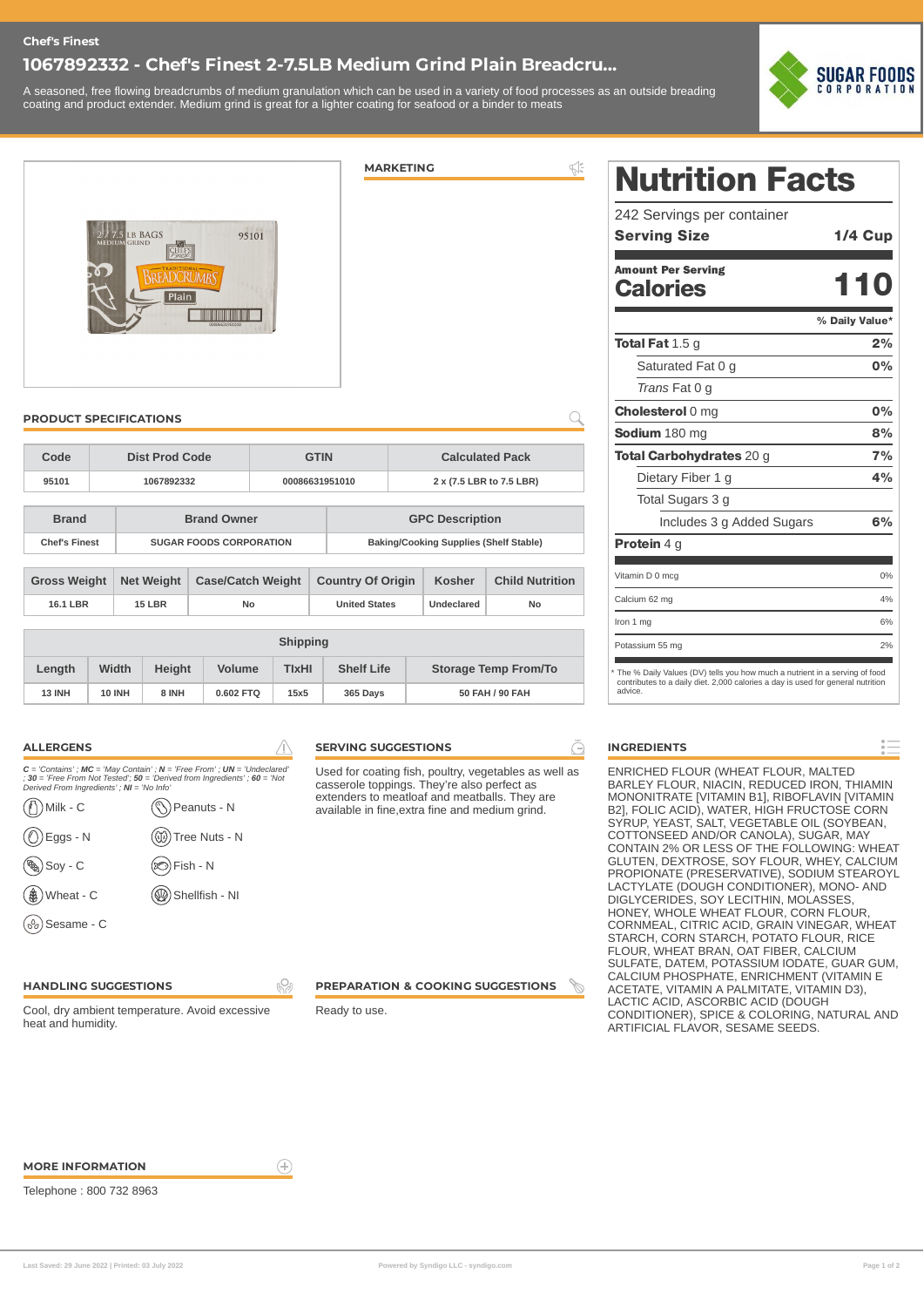Chef's Finest

# 1067892332 - Chef's Finest 2-7.5LB Medium Grind Plain Breadcru...

A seasoned, free flowing breadcrumbs of medium granulation which can be used in a variety of food processes as an outside breading coating and product extender. Medium grind is great for a lighter coating for seafood or a binder to meats

SUGAR FOODS CORPORATION

## MARKETING

## PRODUCT SPECIFICATIONS

| Code | Dist Prod Code | GTIN | Calculated Pack |
|---|---|---|---|
| 95101 | 1067892332 | 00086631951010 | 2 x (7.5 LBR to 7.5 LBR) |

| Brand | Brand Owner | GPC Description |
|---|---|---|
| Chef's Finest | SUGAR FOODS CORPORATION | Baking/Cooking Supplies (Shelf Stable) |

| Gross Weight | Net Weight | Case/Catch Weight | Country Of Origin | Kosher | Child Nutrition |
|---|---|---|---|---|---|
| 16.1 LBR | 15 LBR | No | United States | Undeclared | No |

| Shipping | | | | | | |
|---|---|---|---|---|---|---|
| Length | Width | Height | Volume | TIxHI | Shelf Life | Storage Temp From/To |
| 13 INH | 10 INH | 8 INH | 0.602 FTQ | 15x5 | 365 Days | 50 FAH / 90 FAH |

## Nutrition Facts

242 Servings per container

**Serving Size** **1/4 Cup**

**Amount Per Serving**

**Calories** **110**

| | % Daily Value* |
|---|---|
| **Total Fat** 1.5 g | **2%** |
| Saturated Fat 0 g | **0%** |
| *Trans* Fat 0 g | |
| **Cholesterol** 0 mg | **0%** |
| **Sodium** 180 mg | **8%** |
| **Total Carbohydrates** 20 g | **7%** |
| Dietary Fiber 1 g | **4%** |
| Total Sugars 3 g | |
| Includes 3 g Added Sugars | **6%** |
| **Protein** 4 g | |
| Vitamin D 0 mcg | 0% |
| Calcium 62 mg | 4% |
| Iron 1 mg | 6% |
| Potassium 55 mg | 2% |

* The % Daily Values (DV) tells you how much a nutrient in a serving of food contributes to a daily diet. 2,000 calories a day is used for general nutrition advice.

## ALLERGENS

*C = 'Contains' ; MC = 'May Contain' ; N = 'Free From' ; UN = 'Undeclared' ; 30 = 'Free From Not Tested'; 50 = 'Derived from Ingredients' ; 60 = 'Not Derived From Ingredients' ; NI = 'No Info'*

- Milk - C
- Peanuts - N
- Eggs - N
- Tree Nuts - N
- Soy - C
- Fish - N
- Wheat - C
- Shellfish - NI
- Sesame - C

## SERVING SUGGESTIONS

Used for coating fish, poultry, vegetables as well as casserole toppings. They're also perfect as extenders to meatloaf and meatballs. They are available in fine,extra fine and medium grind.

## INGREDIENTS

ENRICHED FLOUR (WHEAT FLOUR, MALTED BARLEY FLOUR, NIACIN, REDUCED IRON, THIAMIN MONONITRATE [VITAMIN B1], RIBOFLAVIN [VITAMIN B2], FOLIC ACID), WATER, HIGH FRUCTOSE CORN SYRUP, YEAST, SALT, VEGETABLE OIL (SOYBEAN, COTTONSEED AND/OR CANOLA), SUGAR, MAY CONTAIN 2% OR LESS OF THE FOLLOWING: WHEAT GLUTEN, DEXTROSE, SOY FLOUR, WHEY, CALCIUM PROPIONATE (PRESERVATIVE), SODIUM STEAROYL LACTYLATE (DOUGH CONDITIONER), MONO- AND DIGLYCERIDES, SOY LECITHIN, MOLASSES, HONEY, WHOLE WHEAT FLOUR, CORN FLOUR, CORNMEAL, CITRIC ACID, GRAIN VINEGAR, WHEAT STARCH, CORN STARCH, POTATO FLOUR, RICE FLOUR, WHEAT BRAN, OAT FIBER, CALCIUM SULFATE, DATEM, POTASSIUM IODATE, GUAR GUM, CALCIUM PHOSPHATE, ENRICHMENT (VITAMIN E ACETATE, VITAMIN A PALMITATE, VITAMIN D3), LACTIC ACID, ASCORBIC ACID (DOUGH CONDITIONER), SPICE & COLORING, NATURAL AND ARTIFICIAL FLAVOR, SESAME SEEDS.

## HANDLING SUGGESTIONS

Cool, dry ambient temperature. Avoid excessive heat and humidity.

## PREPARATION & COOKING SUGGESTIONS

Ready to use.

## MORE INFORMATION

Telephone : 800 732 8963

Last Saved: 29 June 2022 | Printed: 03 July 2022

Powered by Syndigo LLC - syndigo.com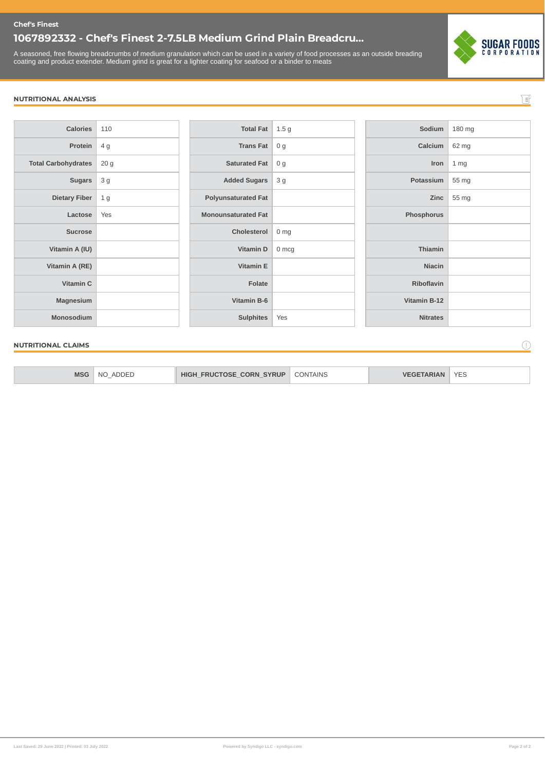Chef's Finest

# 1067892332 - Chef's Finest 2-7.5LB Medium Grind Plain Breadcru...

A seasoned, free flowing breadcrumbs of medium granulation which can be used in a variety of food processes as an outside breading coating and product extender. Medium grind is great for a lighter coating for seafood or a binder to meats

## NUTRITIONAL ANALYSIS

| | | | | | |
|---|---|---|---|---|---|
| Calories | 110 | Total Fat | 1.5 g | Sodium | 180 mg |
| Protein | 4 g | Trans Fat | 0 g | Calcium | 62 mg |
| Total Carbohydrates | 20 g | Saturated Fat | 0 g | Iron | 1 mg |
| Sugars | 3 g | Added Sugars | 3 g | Potassium | 55 mg |
| Dietary Fiber | 1 g | Polyunsaturated Fat | | Zinc | 55 mg |
| Lactose | Yes | Monounsaturated Fat | | Phosphorus | |
| Sucrose | | Cholesterol | 0 mg | | |
| Vitamin A (IU) | | Vitamin D | 0 mcg | Thiamin | |
| Vitamin A (RE) | | Vitamin E | | Niacin | |
| Vitamin C | | Folate | | Riboflavin | |
| Magnesium | | Vitamin B-6 | | Vitamin B-12 | |
| Monosodium | | Sulphites | Yes | Nitrates | |

## NUTRITIONAL CLAIMS

| | | | | | |
|---|---|---|---|---|---|
| MSG | NO_ADDED | HIGH_FRUCTOSE_CORN_SYRUP | CONTAINS | VEGETARIAN | YES |

Last Saved: 29 June 2022 | Printed: 03 July 2022

Powered by Syndigo LLC - syndigo.com